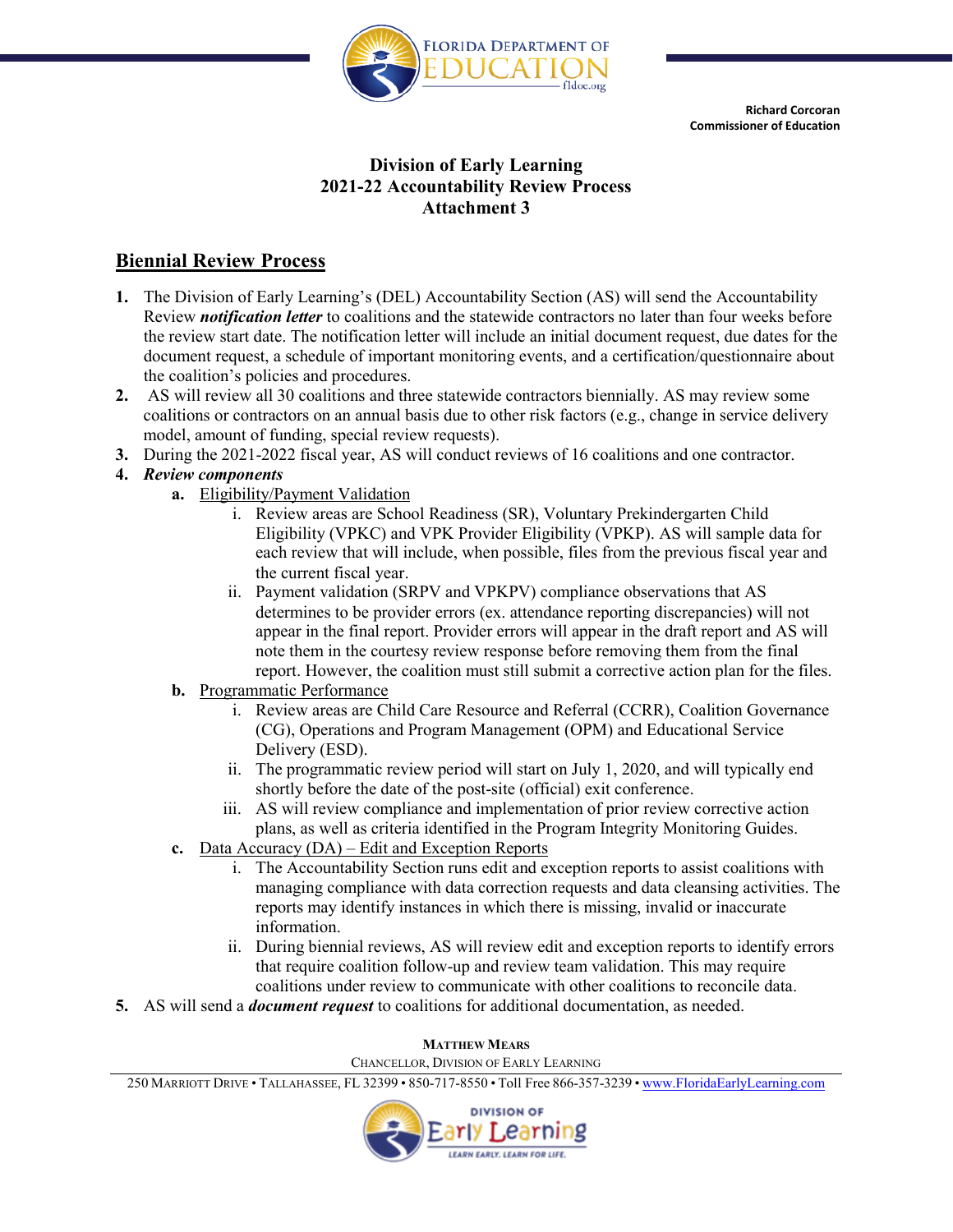Richard Corcoran
Commissioner of Education

# Division of Early Learning
# 2021-22 Accountability Review Process
# Attachment 3

## Biennial Review Process

1. The Division of Early Learning's (DEL) Accountability Section (AS) will send the Accountability Review ***notification letter*** to coalitions and the statewide contractors no later than four weeks before the review start date. The notification letter will include an initial document request, due dates for the document request, a schedule of important monitoring events, and a certification/questionnaire about the coalition's policies and procedures.
2. AS will review all 30 coalitions and three statewide contractors biennially. AS may review some coalitions or contractors on an annual basis due to other risk factors (e.g., change in service delivery model, amount of funding, special review requests).
3. During the 2021-2022 fiscal year, AS will conduct reviews of 16 coalitions and one contractor.
4. ***Review components***
   - **a.** Eligibility/Payment Validation
     - i. Review areas are School Readiness (SR), Voluntary Prekindergarten Child Eligibility (VPKC) and VPK Provider Eligibility (VPKP). AS will sample data for each review that will include, when possible, files from the previous fiscal year and the current fiscal year.
     - ii. Payment validation (SRPV and VPKPV) compliance observations that AS determines to be provider errors (ex. attendance reporting discrepancies) will not appear in the final report. Provider errors will appear in the draft report and AS will note them in the courtesy review response before removing them from the final report. However, the coalition must still submit a corrective action plan for the files.
   - **b.** Programmatic Performance
     - i. Review areas are Child Care Resource and Referral (CCRR), Coalition Governance (CG), Operations and Program Management (OPM) and Educational Service Delivery (ESD).
     - ii. The programmatic review period will start on July 1, 2020, and will typically end shortly before the date of the post-site (official) exit conference.
     - iii. AS will review compliance and implementation of prior review corrective action plans, as well as criteria identified in the Program Integrity Monitoring Guides.
   - **c.** Data Accuracy (DA) – Edit and Exception Reports
     - i. The Accountability Section runs edit and exception reports to assist coalitions with managing compliance with data correction requests and data cleansing activities. The reports may identify instances in which there is missing, invalid or inaccurate information.
     - ii. During biennial reviews, AS will review edit and exception reports to identify errors that require coalition follow-up and review team validation. This may require coalitions under review to communicate with other coalitions to reconcile data.
5. AS will send a ***document request*** to coalitions for additional documentation, as needed.

MATTHEW MEARS
CHANCELLOR, DIVISION OF EARLY LEARNING

250 MARRIOTT DRIVE • TALLAHASSEE, FL 32399 • 850-717-8550 • Toll Free 866-357-3239 • www.FloridaEarlyLearning.com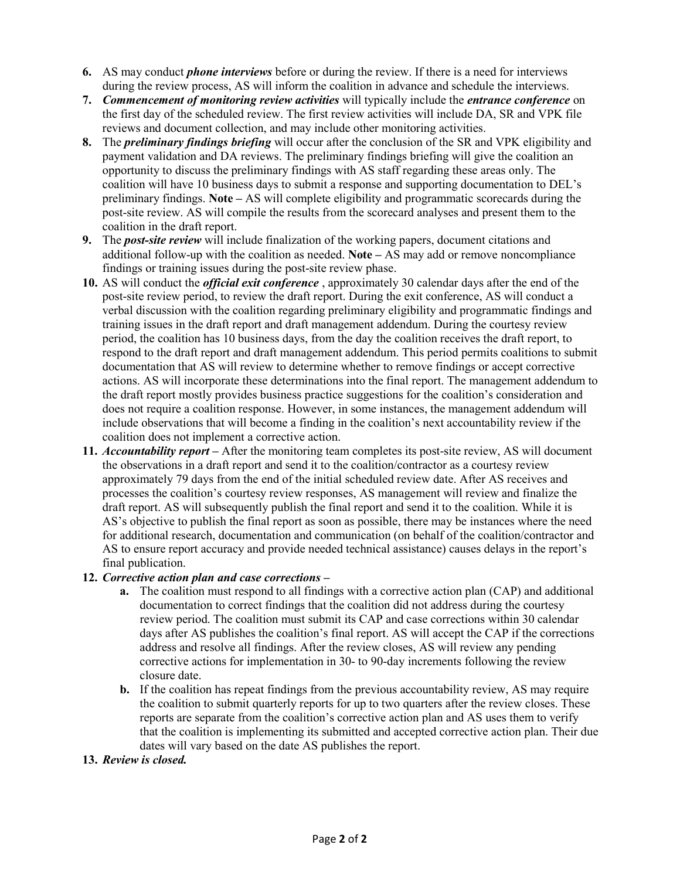6. AS may conduct ***phone interviews*** before or during the review. If there is a need for interviews during the review process, AS will inform the coalition in advance and schedule the interviews.
7. ***Commencement of monitoring review activities*** will typically include the ***entrance conference*** on the first day of the scheduled review. The first review activities will include DA, SR and VPK file reviews and document collection, and may include other monitoring activities.
8. The ***preliminary findings briefing*** will occur after the conclusion of the SR and VPK eligibility and payment validation and DA reviews. The preliminary findings briefing will give the coalition an opportunity to discuss the preliminary findings with AS staff regarding these areas only. The coalition will have 10 business days to submit a response and supporting documentation to DEL's preliminary findings. **Note –** AS will complete eligibility and programmatic scorecards during the post-site review. AS will compile the results from the scorecard analyses and present them to the coalition in the draft report.
9. The ***post-site review*** will include finalization of the working papers, document citations and additional follow-up with the coalition as needed. **Note –** AS may add or remove noncompliance findings or training issues during the post-site review phase.
10. AS will conduct the ***official exit conference*** , approximately 30 calendar days after the end of the post-site review period, to review the draft report. During the exit conference, AS will conduct a verbal discussion with the coalition regarding preliminary eligibility and programmatic findings and training issues in the draft report and draft management addendum. During the courtesy review period, the coalition has 10 business days, from the day the coalition receives the draft report, to respond to the draft report and draft management addendum. This period permits coalitions to submit documentation that AS will review to determine whether to remove findings or accept corrective actions. AS will incorporate these determinations into the final report. The management addendum to the draft report mostly provides business practice suggestions for the coalition's consideration and does not require a coalition response. However, in some instances, the management addendum will include observations that will become a finding in the coalition's next accountability review if the coalition does not implement a corrective action.
11. ***Accountability report*** **–** After the monitoring team completes its post-site review, AS will document the observations in a draft report and send it to the coalition/contractor as a courtesy review approximately 79 days from the end of the initial scheduled review date. After AS receives and processes the coalition's courtesy review responses, AS management will review and finalize the draft report. AS will subsequently publish the final report and send it to the coalition. While it is AS's objective to publish the final report as soon as possible, there may be instances where the need for additional research, documentation and communication (on behalf of the coalition/contractor and AS to ensure report accuracy and provide needed technical assistance) causes delays in the report's final publication.
12. ***Corrective action plan and case corrections*** **–**
    a. The coalition must respond to all findings with a corrective action plan (CAP) and additional documentation to correct findings that the coalition did not address during the courtesy review period. The coalition must submit its CAP and case corrections within 30 calendar days after AS publishes the coalition's final report. AS will accept the CAP if the corrections address and resolve all findings. After the review closes, AS will review any pending corrective actions for implementation in 30- to 90-day increments following the review closure date.
    b. If the coalition has repeat findings from the previous accountability review, AS may require the coalition to submit quarterly reports for up to two quarters after the review closes. These reports are separate from the coalition's corrective action plan and AS uses them to verify that the coalition is implementing its submitted and accepted corrective action plan. Their due dates will vary based on the date AS publishes the report.
13. ***Review is closed.***